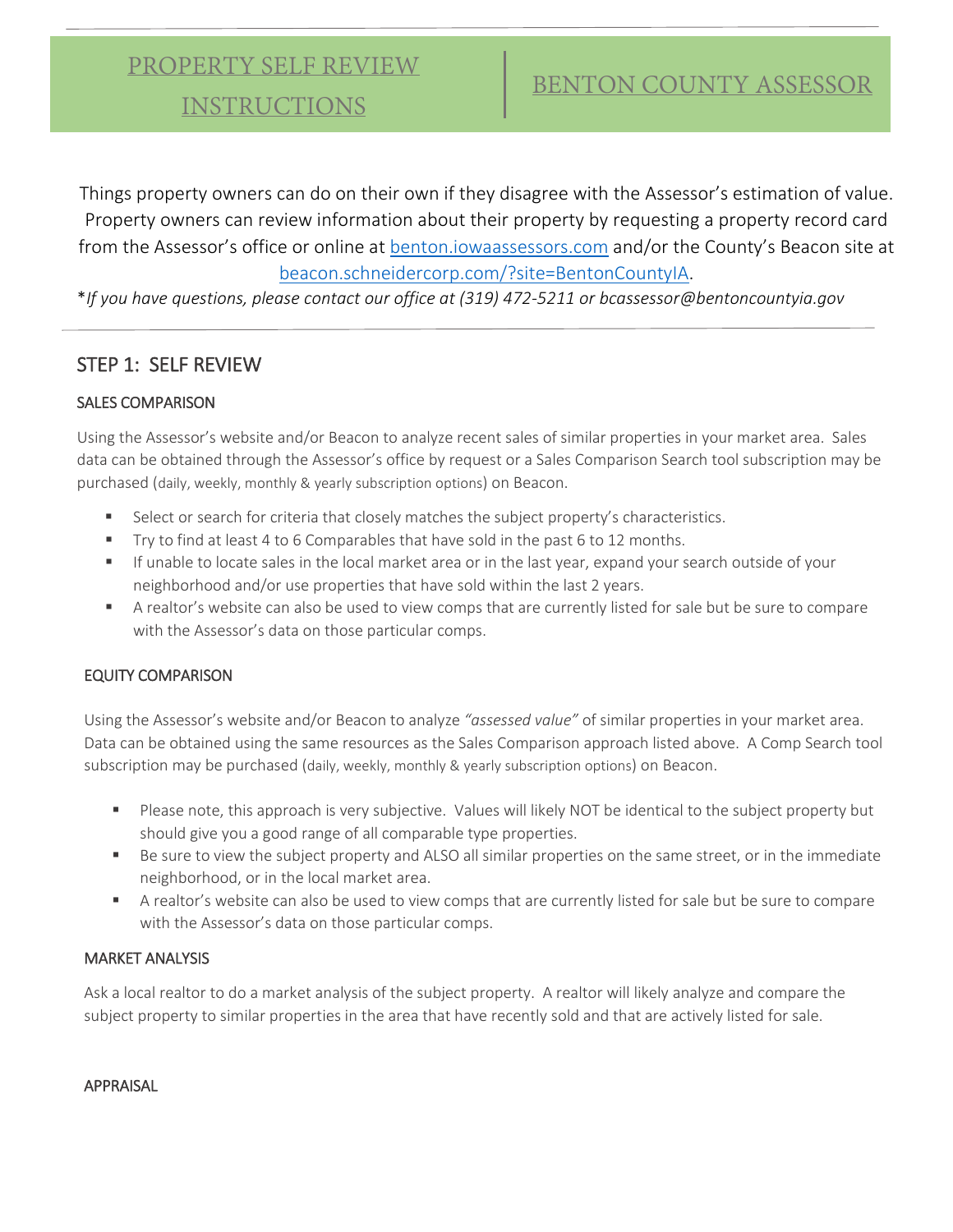# PROPERTY SELF REVIEW INSTRUCTIONS | BENTON COUNTY ASSESSOR

Things property owners can do on their own if they disagree with the Assessor's estimation of value. Property owners can review information about their property by requesting a property record card from the Assessor's office or online at [benton.iowaassessors.com](benton.iowaassessors.com) and/or the County's Beacon site at [beacon.schneidercorp.com/?site=BentonCountyIA](beacon.schneidercorp.com/?site=BentonCountyIA).

**If you have questions, please contact our office at (319) 472-5211 or bcassessor@bentoncountyia.gov*

## STEP 1: SELF REVIEW

### SALES COMPARISON

Using the Assessor's website and/or Beacon to analyze recent sales of similar properties in your market area. Sales data can be obtained through the Assessor's office by request or a Sales Comparison Search tool subscription may be purchased (daily, weekly, monthly & yearly subscription options) on Beacon.

- Select or search for criteria that closely matches the subject property's characteristics.
- Try to find at least 4 to 6 Comparables that have sold in the past 6 to 12 months.
- If unable to locate sales in the local market area or in the last year, expand your search outside of your neighborhood and/or use properties that have sold within the last 2 years.
- A realtor's website can also be used to view comps that are currently listed for sale but be sure to compare with the Assessor's data on those particular comps.

### EQUITY COMPARISON

Using the Assessor's website and/or Beacon to analyze *"assessed value"* of similar properties in your market area. Data can be obtained using the same resources as the Sales Comparison approach listed above. A Comp Search tool subscription may be purchased (daily, weekly, monthly & yearly subscription options) on Beacon.

- Please note, this approach is very subjective. Values will likely NOT be identical to the subject property but should give you a good range of all comparable type properties.
- Be sure to view the subject property and ALSO all similar properties on the same street, or in the immediate neighborhood, or in the local market area.
- A realtor's website can also be used to view comps that are currently listed for sale but be sure to compare with the Assessor's data on those particular comps.

### MARKET ANALYSIS

Ask a local realtor to do a market analysis of the subject property. A realtor will likely analyze and compare the subject property to similar properties in the area that have recently sold and that are actively listed for sale.

### APPRAISAL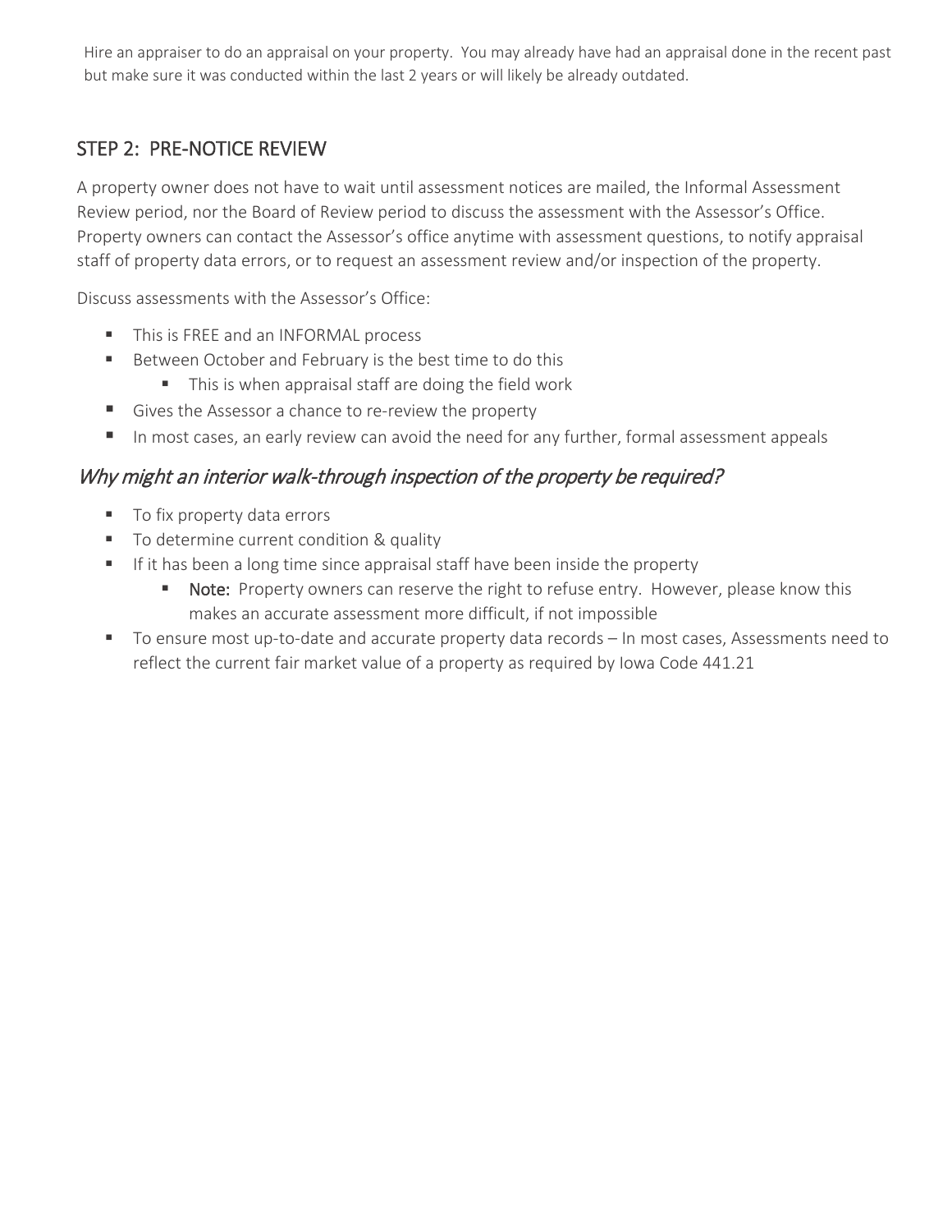Hire an appraiser to do an appraisal on your property. You may already have had an appraisal done in the recent past but make sure it was conducted within the last 2 years or will likely be already outdated.

## STEP 2: PRE-NOTICE REVIEW

A property owner does not have to wait until assessment notices are mailed, the Informal Assessment Review period, nor the Board of Review period to discuss the assessment with the Assessor's Office. Property owners can contact the Assessor's office anytime with assessment questions, to notify appraisal staff of property data errors, or to request an assessment review and/or inspection of the property.

Discuss assessments with the Assessor's Office:

- This is FREE and an INFORMAL process
- Between October and February is the best time to do this
  - This is when appraisal staff are doing the field work
- Gives the Assessor a chance to re-review the property
- In most cases, an early review can avoid the need for any further, formal assessment appeals

### *Why might an interior walk-through inspection of the property be required?*

- To fix property data errors
- To determine current condition & quality
- If it has been a long time since appraisal staff have been inside the property
  - **Note:** Property owners can reserve the right to refuse entry. However, please know this makes an accurate assessment more difficult, if not impossible
- To ensure most up-to-date and accurate property data records – In most cases, Assessments need to reflect the current fair market value of a property as required by Iowa Code 441.21